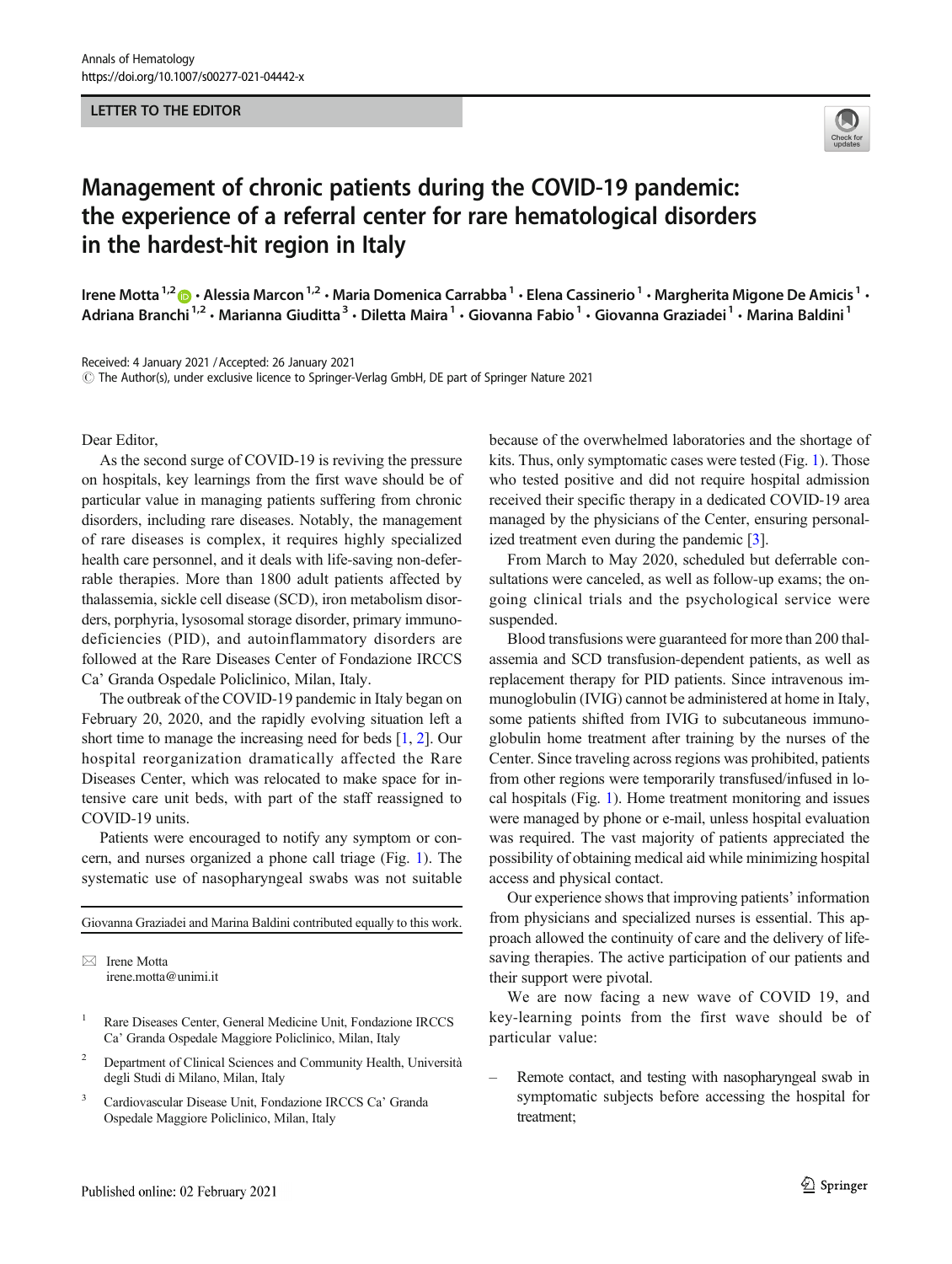LETTER TO THE EDITOR

# Management of chronic patients during the COVID-19 pandemic: the experience of a referral center for rare hematological disorders in the hardest-hit region in Italy

Irene Motta[1,2] · Alessia Marcon[1,2] · Maria Domenica Carrabba[1] · Elena Cassinerio[1] · Margherita Migone De Amicis[1] · Adriana Branchi[1,2] · Marianna Giuditta[3] · Diletta Maira[1] · Giovanna Fabio[1] · Giovanna Graziadei[1] · Marina Baldini[1]

Received: 4 January 2021 / Accepted: 26 January 2021
© The Author(s), under exclusive licence to Springer-Verlag GmbH, DE part of Springer Nature 2021

Dear Editor,

As the second surge of COVID-19 is reviving the pressure on hospitals, key learnings from the first wave should be of particular value in managing patients suffering from chronic disorders, including rare diseases. Notably, the management of rare diseases is complex, it requires highly specialized health care personnel, and it deals with life-saving non-deferrable therapies. More than 1800 adult patients affected by thalassemia, sickle cell disease (SCD), iron metabolism disorders, porphyria, lysosomal storage disorder, primary immunodeficiencies (PID), and autoinflammatory disorders are followed at the Rare Diseases Center of Fondazione IRCCS Ca' Granda Ospedale Policlinico, Milan, Italy.

The outbreak of the COVID-19 pandemic in Italy began on February 20, 2020, and the rapidly evolving situation left a short time to manage the increasing need for beds [1, 2]. Our hospital reorganization dramatically affected the Rare Diseases Center, which was relocated to make space for intensive care unit beds, with part of the staff reassigned to COVID-19 units.

Patients were encouraged to notify any symptom or concern, and nurses organized a phone call triage (Fig. 1). The systematic use of nasopharyngeal swabs was not suitable because of the overwhelmed laboratories and the shortage of kits. Thus, only symptomatic cases were tested (Fig. 1). Those who tested positive and did not require hospital admission received their specific therapy in a dedicated COVID-19 area managed by the physicians of the Center, ensuring personalized treatment even during the pandemic [3].

From March to May 2020, scheduled but deferrable consultations were canceled, as well as follow-up exams; the ongoing clinical trials and the psychological service were suspended.

Blood transfusions were guaranteed for more than 200 thalassemia and SCD transfusion-dependent patients, as well as replacement therapy for PID patients. Since intravenous immunoglobulin (IVIG) cannot be administered at home in Italy, some patients shifted from IVIG to subcutaneous immunoglobulin home treatment after training by the nurses of the Center. Since traveling across regions was prohibited, patients from other regions were temporarily transfused/infused in local hospitals (Fig. 1). Home treatment monitoring and issues were managed by phone or e-mail, unless hospital evaluation was required. The vast majority of patients appreciated the possibility of obtaining medical aid while minimizing hospital access and physical contact.

Our experience shows that improving patients' information from physicians and specialized nurses is essential. This approach allowed the continuity of care and the delivery of life-saving therapies. The active participation of our patients and their support were pivotal.

We are now facing a new wave of COVID 19, and key-learning points from the first wave should be of particular value:

– Remote contact, and testing with nasopharyngeal swab in symptomatic subjects before accessing the hospital for treatment;

Giovanna Graziadei and Marina Baldini contributed equally to this work.

✉ Irene Motta
irene.motta@unimi.it

[1] Rare Diseases Center, General Medicine Unit, Fondazione IRCCS Ca' Granda Ospedale Maggiore Policlinico, Milan, Italy

[2] Department of Clinical Sciences and Community Health, Università degli Studi di Milano, Milan, Italy

[3] Cardiovascular Disease Unit, Fondazione IRCCS Ca' Granda Ospedale Maggiore Policlinico, Milan, Italy

Published online: 02 February 2021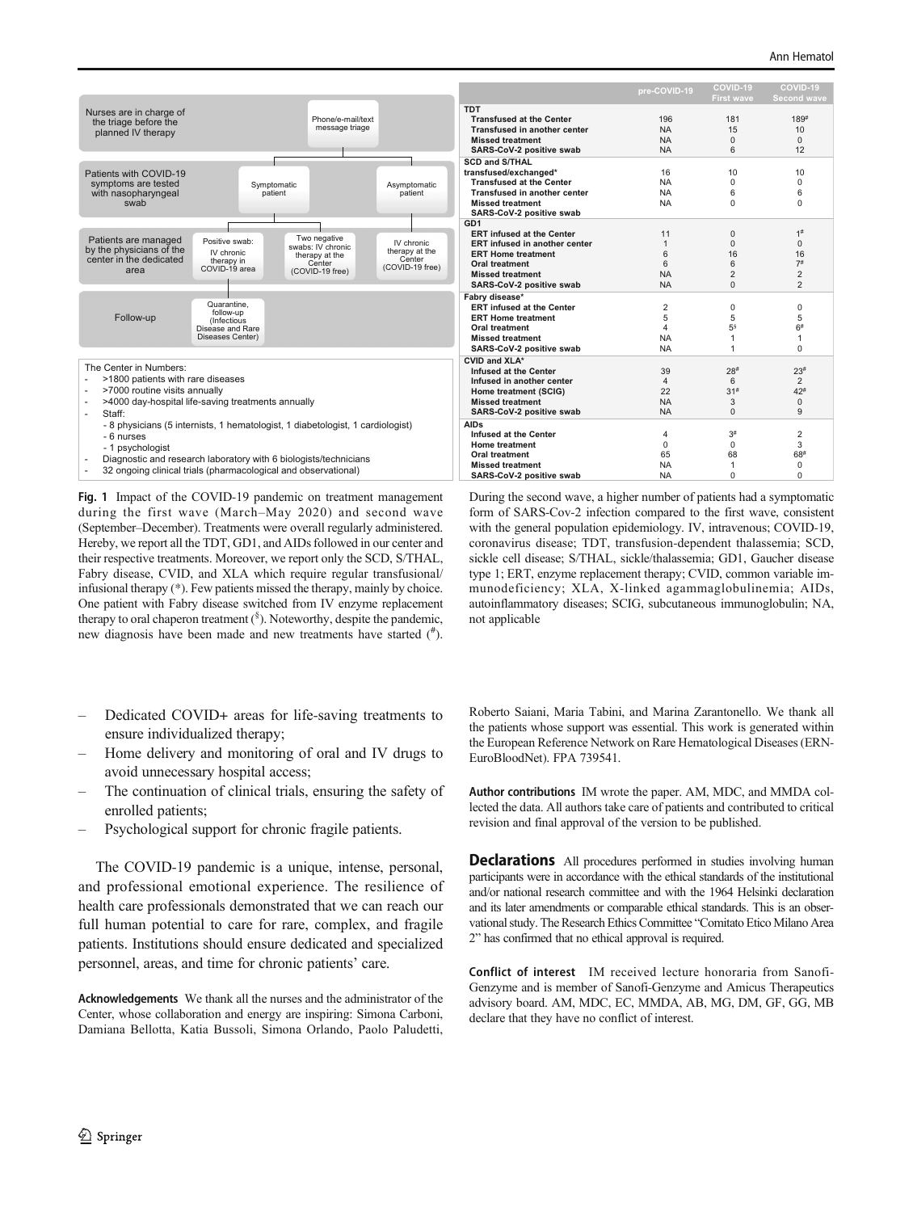Nurses are in charge of the triage before the planned IV therapy — Phone/e-mail/text message triage

Patients with COVID-19 symptoms are tested with nasopharyngeal swab — Symptomatic patient / Asymptomatic patient

Patients are managed by the physicians of the center in the dedicated area — Positive swab: IV chronic therapy in COVID-19 area / Two negative swabs: IV chronic therapy at the Center (COVID-19 free) / IV chronic therapy at the Center (COVID-19 free)

Follow-up — Quarantine, follow-up (Infectious Disease and Rare Diseases Center)

The Center in Numbers:

- >1800 patients with rare diseases
- >7000 routine visits annually
- >4000 day-hospital life-saving treatments annually
- Staff:
  - 8 physicians (5 internists, 1 hematologist, 1 diabetologist, 1 cardiologist)
  - 6 nurses
  - 1 psychologist
- Diagnostic and research laboratory with 6 biologists/technicians
- 32 ongoing clinical trials (pharmacological and observational)

| | pre-COVID-19 | COVID-19 First wave | COVID-19 Second wave |
|---|---|---|---|
| **TDT** | | | |
| Transfused at the Center | 196 | 181 | 189# |
| Transfused in another center | NA | 15 | 10 |
| Missed treatment | NA | 0 | 0 |
| SARS-CoV-2 positive swab | NA | 6 | 12 |
| **SCD and S/THAL transfused/exchanged*** | 16 | 10 | 10 |
| Transfused at the Center | NA | 0 | 0 |
| Transfused in another center | NA | 6 | 6 |
| Missed treatment | NA | 0 | 0 |
| SARS-CoV-2 positive swab | | | |
| **GD1** | | | |
| ERT infused at the Center | 11 | 0 | 1# |
| ERT infused in another center | 1 | 0 | 0 |
| ERT Home treatment | 6 | 16 | 16 |
| Oral treatment | 6 | 6 | 7# |
| Missed treatment | NA | 2 | 2 |
| SARS-CoV-2 positive swab | NA | 0 | 2 |
| **Fabry disease*** | | | |
| ERT infused at the Center | 2 | 0 | 0 |
| ERT Home treatment | 5 | 5 | 5 |
| Oral treatment | 4 | 5§ | 6# |
| Missed treatment | NA | 1 | 1 |
| SARS-CoV-2 positive swab | NA | 1 | 0 |
| **CVID and XLA*** | | | |
| Infused at the Center | 39 | 28# | 23# |
| Infused in another center | 4 | 6 | 2 |
| Home treatment (SCIG) | 22 | 31# | 42# |
| Missed treatment | NA | 3 | 0 |
| SARS-CoV-2 positive swab | NA | 0 | 9 |
| **AIDs** | | | |
| Infused at the Center | 4 | 3# | 2 |
| Home treatment | 0 | 0 | 3 |
| Oral treatment | 65 | 68 | 68# |
| Missed treatment | NA | 1 | 0 |
| SARS-CoV-2 positive swab | NA | 0 | 0 |

**Fig. 1** Impact of the COVID-19 pandemic on treatment management during the first wave (March–May 2020) and second wave (September–December). Treatments were overall regularly administered. Hereby, we report all the TDT, GD1, and AIDs followed in our center and their respective treatments. Moreover, we report only the SCD, S/THAL, Fabry disease, CVID, and XLA which require regular transfusional/infusional therapy (*). Few patients missed the therapy, mainly by choice. One patient with Fabry disease switched from IV enzyme replacement therapy to oral chaperon treatment (§). Noteworthy, despite the pandemic, new diagnosis have been made and new treatments have started (#). During the second wave, a higher number of patients had a symptomatic form of SARS-Cov-2 infection compared to the first wave, consistent with the general population epidemiology. IV, intravenous; COVID-19, coronavirus disease; TDT, transfusion-dependent thalassemia; SCD, sickle cell disease; S/THAL, sickle/thalassemia; GD1, Gaucher disease type 1; ERT, enzyme replacement therapy; CVID, common variable immunodeficiency; XLA, X-linked agammaglobulinemia; AIDs, autoinflammatory diseases; SCIG, subcutaneous immunoglobulin; NA, not applicable

– Dedicated COVID+ areas for life-saving treatments to ensure individualized therapy;
– Home delivery and monitoring of oral and IV drugs to avoid unnecessary hospital access;
– The continuation of clinical trials, ensuring the safety of enrolled patients;
– Psychological support for chronic fragile patients.

The COVID-19 pandemic is a unique, intense, personal, and professional emotional experience. The resilience of health care professionals demonstrated that we can reach our full human potential to care for rare, complex, and fragile patients. Institutions should ensure dedicated and specialized personnel, areas, and time for chronic patients' care.

**Acknowledgements** We thank all the nurses and the administrator of the Center, whose collaboration and energy are inspiring: Simona Carboni, Damiana Bellotta, Katia Bussoli, Simona Orlando, Paolo Paludetti, Roberto Saiani, Maria Tabini, and Marina Zarantonello. We thank all the patients whose support was essential. This work is generated within the European Reference Network on Rare Hematological Diseases (ERN-EuroBloodNet). FPA 739541.

**Author contributions** IM wrote the paper. AM, MDC, and MMDA collected the data. All authors take care of patients and contributed to critical revision and final approval of the version to be published.

## Declarations

All procedures performed in studies involving human participants were in accordance with the ethical standards of the institutional and/or national research committee and with the 1964 Helsinki declaration and its later amendments or comparable ethical standards. This is an observational study. The Research Ethics Committee "Comitato Etico Milano Area 2" has confirmed that no ethical approval is required.

**Conflict of interest** IM received lecture honoraria from Sanofi-Genzyme and is member of Sanofi-Genzyme and Amicus Therapeutics advisory board. AM, MDC, EC, MMDA, AB, MG, DM, GF, GG, MB declare that they have no conflict of interest.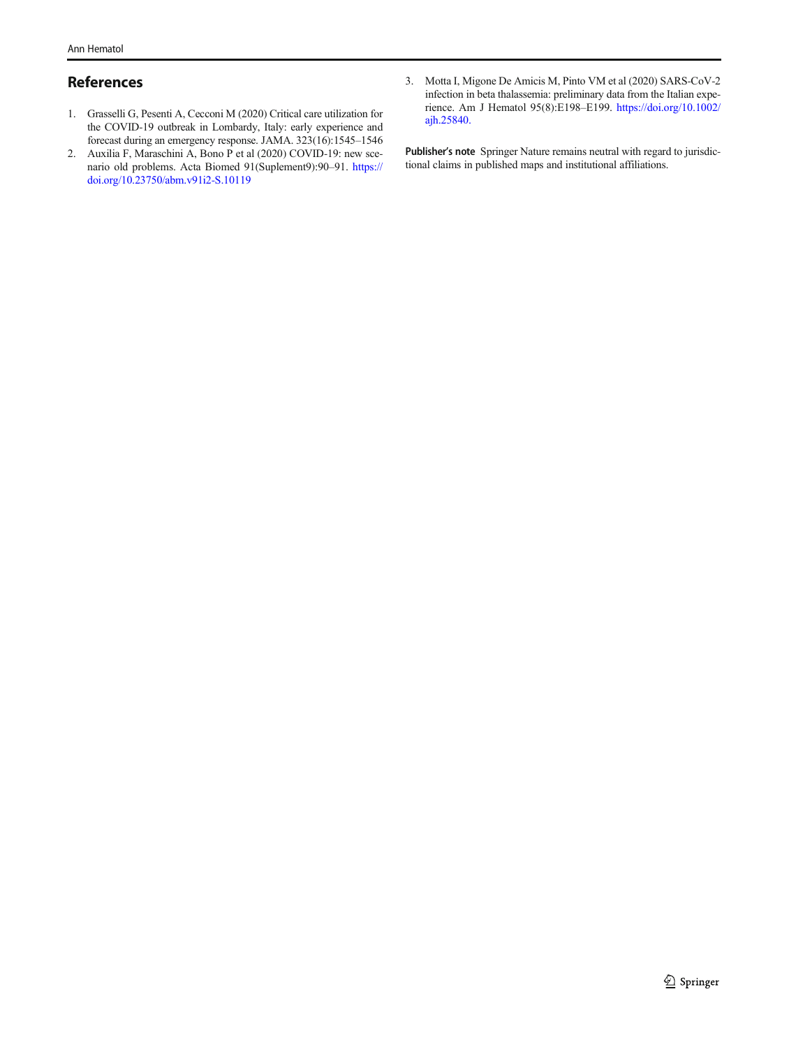## References

1. Grasselli G, Pesenti A, Cecconi M (2020) Critical care utilization for the COVID-19 outbreak in Lombardy, Italy: early experience and forecast during an emergency response. JAMA. 323(16):1545–1546
2. Auxilia F, Maraschini A, Bono P et al (2020) COVID-19: new scenario old problems. Acta Biomed 91(Suplement9):90–91. https://doi.org/10.23750/abm.v91i2-S.10119
3. Motta I, Migone De Amicis M, Pinto VM et al (2020) SARS-CoV-2 infection in beta thalassemia: preliminary data from the Italian experience. Am J Hematol 95(8):E198–E199. https://doi.org/10.1002/ajh.25840.

**Publisher's note** Springer Nature remains neutral with regard to jurisdictional claims in published maps and institutional affiliations.